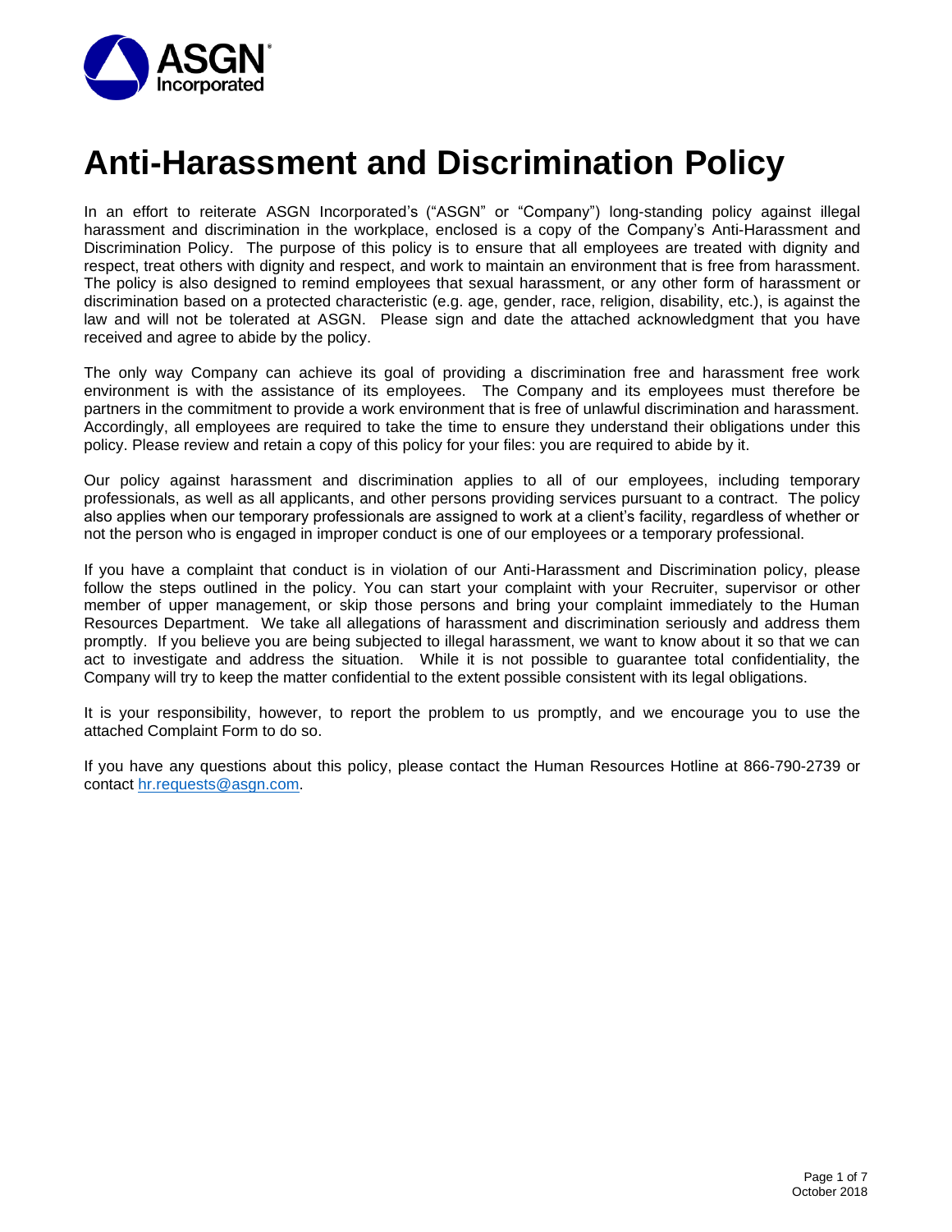# Anti-Harassment and Discrimination Policy

In an effort to reiterate ASGN Incorporated's ("ASGN" or "Company") long-standing policy against illegal harassment and discrimination in the workplace, enclosed is a copy of the Company's Anti-Harassment and Discrimination Policy. The purpose of this policy is to ensure that all employees are treated with dignity and respect, treat others with dignity and respect, and work to maintain an environment that is free from harassment. The policy is also designed to remind employees that sexual harassment, or any other form of harassment or discrimination based on a protected characteristic (e.g. age, gender, race, religion, disability, etc.), is against the law and will not be tolerated at ASGN. Please sign and date the attached acknowledgment that you have received and agree to abide by the policy.

The only way Company can achieve its goal of providing a discrimination free and harassment free work environment is with the assistance of its employees. The Company and its employees must therefore be partners in the commitment to provide a work environment that is free of unlawful discrimination and harassment. Accordingly, all employees are required to take the time to ensure they understand their obligations under this policy. Please review and retain a copy of this policy for your files: you are required to abide by it.

Our policy against harassment and discrimination applies to all of our employees, including temporary professionals, as well as all applicants, and other persons providing services pursuant to a contract. The policy also applies when our temporary professionals are assigned to work at a client's facility, regardless of whether or not the person who is engaged in improper conduct is one of our employees or a temporary professional.

If you have a complaint that conduct is in violation of our Anti-Harassment and Discrimination policy, please follow the steps outlined in the policy. You can start your complaint with your Recruiter, supervisor or other member of upper management, or skip those persons and bring your complaint immediately to the Human Resources Department. We take all allegations of harassment and discrimination seriously and address them promptly. If you believe you are being subjected to illegal harassment, we want to know about it so that we can act to investigate and address the situation. While it is not possible to guarantee total confidentiality, the Company will try to keep the matter confidential to the extent possible consistent with its legal obligations.

It is your responsibility, however, to report the problem to us promptly, and we encourage you to use the attached Complaint Form to do so.

If you have any questions about this policy, please contact the Human Resources Hotline at 866-790-2739 or contact hr.requests@asgn.com.

October 2018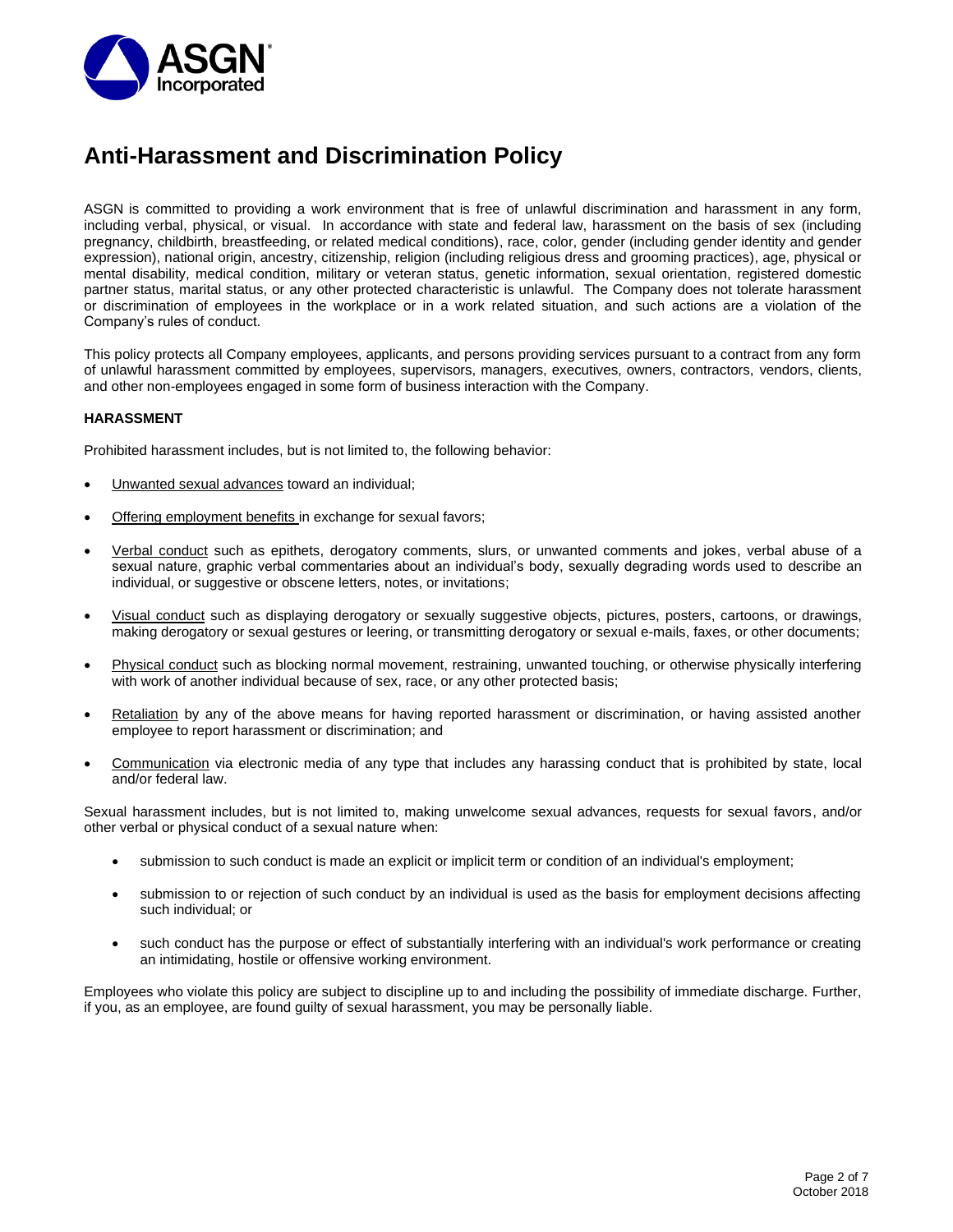# Anti-Harassment and Discrimination Policy

ASGN is committed to providing a work environment that is free of unlawful discrimination and harassment in any form, including verbal, physical, or visual. In accordance with state and federal law, harassment on the basis of sex (including pregnancy, childbirth, breastfeeding, or related medical conditions), race, color, gender (including gender identity and gender expression), national origin, ancestry, citizenship, religion (including religious dress and grooming practices), age, physical or mental disability, medical condition, military or veteran status, genetic information, sexual orientation, registered domestic partner status, marital status, or any other protected characteristic is unlawful. The Company does not tolerate harassment or discrimination of employees in the workplace or in a work related situation, and such actions are a violation of the Company's rules of conduct.

This policy protects all Company employees, applicants, and persons providing services pursuant to a contract from any form of unlawful harassment committed by employees, supervisors, managers, executives, owners, contractors, vendors, clients, and other non-employees engaged in some form of business interaction with the Company.

**HARASSMENT**

Prohibited harassment includes, but is not limited to, the following behavior:

- Unwanted sexual advances toward an individual;
- Offering employment benefits in exchange for sexual favors;
- Verbal conduct such as epithets, derogatory comments, slurs, or unwanted comments and jokes, verbal abuse of a sexual nature, graphic verbal commentaries about an individual's body, sexually degrading words used to describe an individual, or suggestive or obscene letters, notes, or invitations;
- Visual conduct such as displaying derogatory or sexually suggestive objects, pictures, posters, cartoons, or drawings, making derogatory or sexual gestures or leering, or transmitting derogatory or sexual e-mails, faxes, or other documents;
- Physical conduct such as blocking normal movement, restraining, unwanted touching, or otherwise physically interfering with work of another individual because of sex, race, or any other protected basis;
- Retaliation by any of the above means for having reported harassment or discrimination, or having assisted another employee to report harassment or discrimination; and
- Communication via electronic media of any type that includes any harassing conduct that is prohibited by state, local and/or federal law.

Sexual harassment includes, but is not limited to, making unwelcome sexual advances, requests for sexual favors, and/or other verbal or physical conduct of a sexual nature when:

- submission to such conduct is made an explicit or implicit term or condition of an individual's employment;
- submission to or rejection of such conduct by an individual is used as the basis for employment decisions affecting such individual; or
- such conduct has the purpose or effect of substantially interfering with an individual's work performance or creating an intimidating, hostile or offensive working environment.

Employees who violate this policy are subject to discipline up to and including the possibility of immediate discharge. Further, if you, as an employee, are found guilty of sexual harassment, you may be personally liable.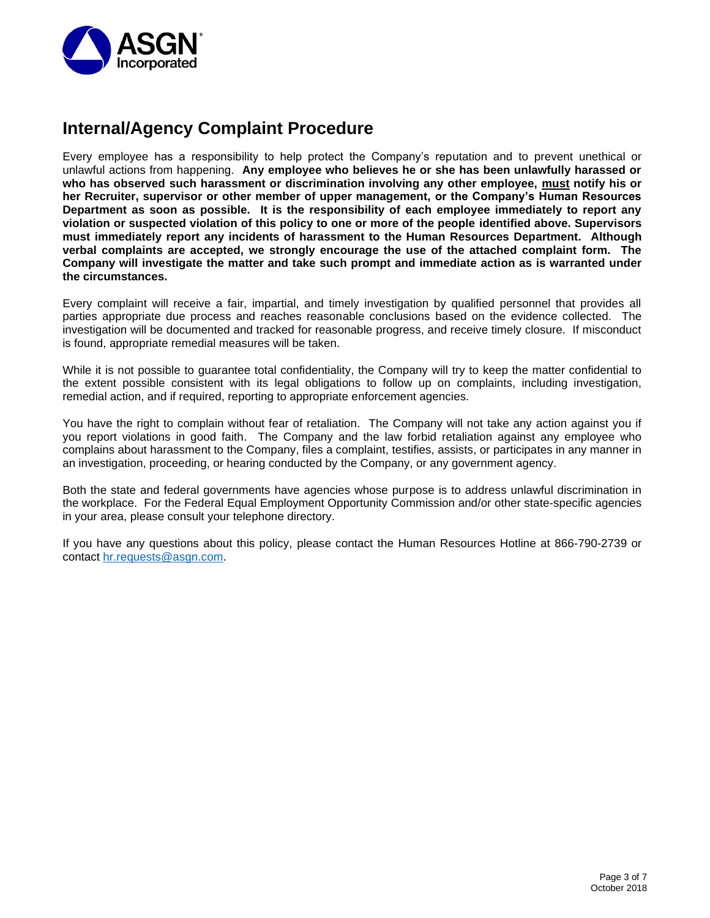# Internal/Agency Complaint Procedure

Every employee has a responsibility to help protect the Company's reputation and to prevent unethical or unlawful actions from happening. **Any employee who believes he or she has been unlawfully harassed or who has observed such harassment or discrimination involving any other employee, <u>must</u> notify his or her Recruiter, supervisor or other member of upper management, or the Company's Human Resources Department as soon as possible. It is the responsibility of each employee immediately to report any violation or suspected violation of this policy to one or more of the people identified above. Supervisors must immediately report any incidents of harassment to the Human Resources Department. Although verbal complaints are accepted, we strongly encourage the use of the attached complaint form. The Company will investigate the matter and take such prompt and immediate action as is warranted under the circumstances.**

Every complaint will receive a fair, impartial, and timely investigation by qualified personnel that provides all parties appropriate due process and reaches reasonable conclusions based on the evidence collected. The investigation will be documented and tracked for reasonable progress, and receive timely closure. If misconduct is found, appropriate remedial measures will be taken.

While it is not possible to guarantee total confidentiality, the Company will try to keep the matter confidential to the extent possible consistent with its legal obligations to follow up on complaints, including investigation, remedial action, and if required, reporting to appropriate enforcement agencies.

You have the right to complain without fear of retaliation. The Company will not take any action against you if you report violations in good faith. The Company and the law forbid retaliation against any employee who complains about harassment to the Company, files a complaint, testifies, assists, or participates in any manner in an investigation, proceeding, or hearing conducted by the Company, or any government agency.

Both the state and federal governments have agencies whose purpose is to address unlawful discrimination in the workplace. For the Federal Equal Employment Opportunity Commission and/or other state-specific agencies in your area, please consult your telephone directory.

If you have any questions about this policy, please contact the Human Resources Hotline at 866-790-2739 or contact [hr.requests@asgn.com](mailto:hr.requests@asgn.com).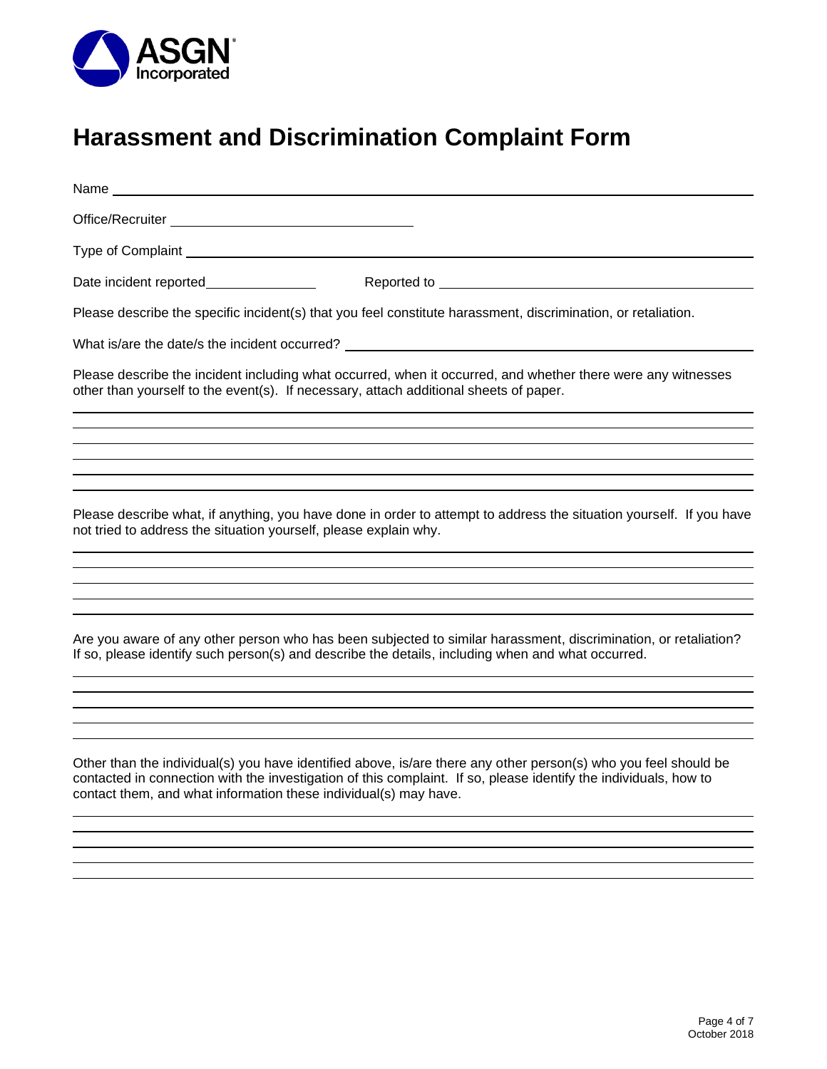ASGN Incorporated

# Harassment and Discrimination Complaint Form

Name ______________________________________________________________

Office/Recruiter ____________________________

Type of Complaint __________________________________________________

Date incident reported_____________ Reported to ____________________________________

Please describe the specific incident(s) that you feel constitute harassment, discrimination, or retaliation.

What is/are the date/s the incident occurred? ________________________________________

Please describe the incident including what occurred, when it occurred, and whether there were any witnesses other than yourself to the event(s). If necessary, attach additional sheets of paper.

______________________________________________________________________

______________________________________________________________________

______________________________________________________________________

______________________________________________________________________

______________________________________________________________________

______________________________________________________________________

Please describe what, if anything, you have done in order to attempt to address the situation yourself. If you have not tried to address the situation yourself, please explain why.

______________________________________________________________________

______________________________________________________________________

______________________________________________________________________

______________________________________________________________________

______________________________________________________________________

Are you aware of any other person who has been subjected to similar harassment, discrimination, or retaliation? If so, please identify such person(s) and describe the details, including when and what occurred.

______________________________________________________________________

______________________________________________________________________

______________________________________________________________________

______________________________________________________________________

______________________________________________________________________

Other than the individual(s) you have identified above, is/are there any other person(s) who you feel should be contacted in connection with the investigation of this complaint. If so, please identify the individuals, how to contact them, and what information these individual(s) may have.

______________________________________________________________________

______________________________________________________________________

______________________________________________________________________

______________________________________________________________________

______________________________________________________________________

October 2018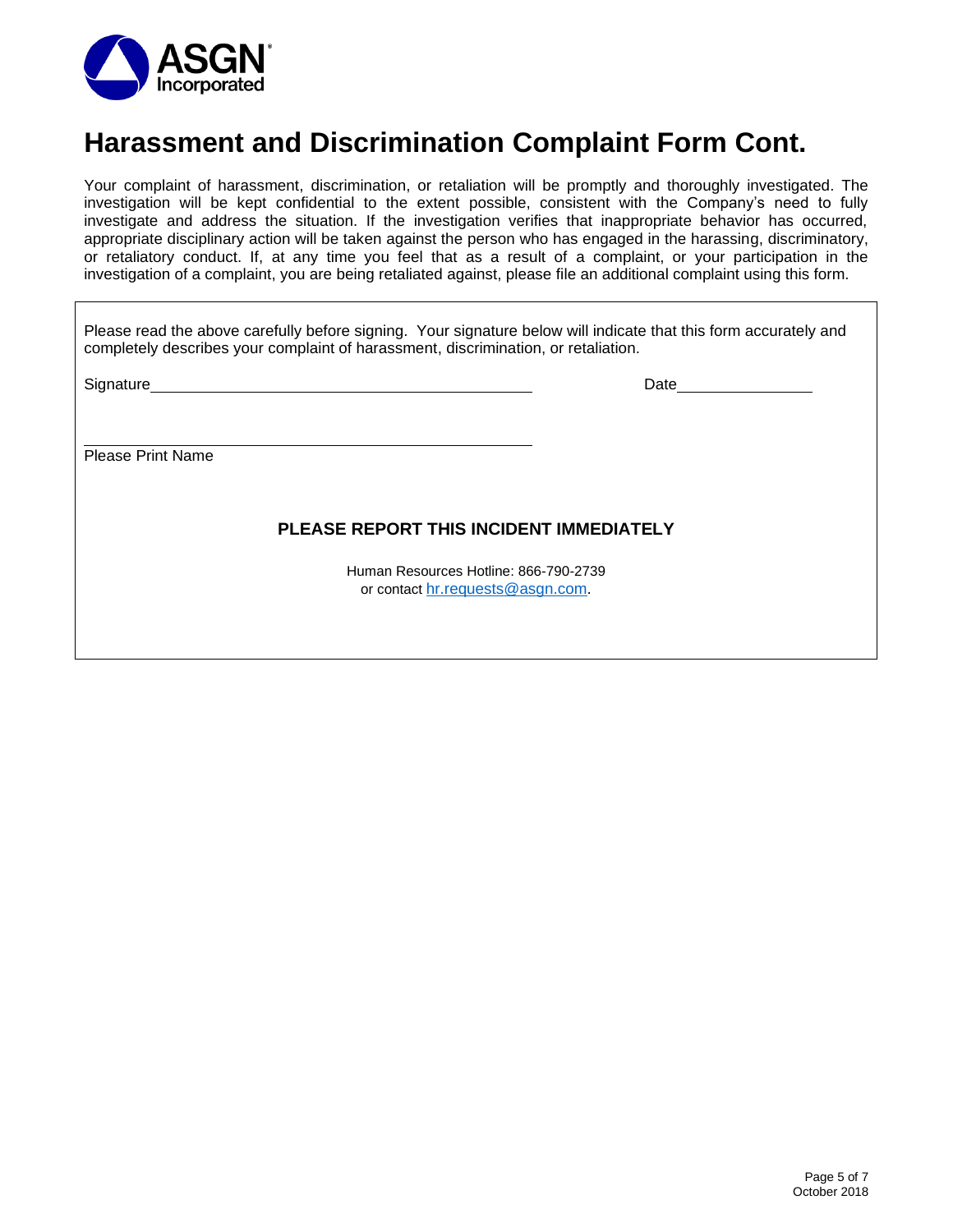ASGN Incorporated

# Harassment and Discrimination Complaint Form Cont.

Your complaint of harassment, discrimination, or retaliation will be promptly and thoroughly investigated. The investigation will be kept confidential to the extent possible, consistent with the Company's need to fully investigate and address the situation. If the investigation verifies that inappropriate behavior has occurred, appropriate disciplinary action will be taken against the person who has engaged in the harassing, discriminatory, or retaliatory conduct. If, at any time you feel that as a result of a complaint, or your participation in the investigation of a complaint, you are being retaliated against, please file an additional complaint using this form.

Please read the above carefully before signing. Your signature below will indicate that this form accurately and completely describes your complaint of harassment, discrimination, or retaliation.

Signature\_\_\_\_\_\_\_\_\_\_\_\_\_\_\_\_\_\_\_\_\_\_\_\_\_\_\_\_\_\_\_\_\_\_\_\_\_\_\_\_ Date\_\_\_\_\_\_\_\_\_\_\_\_\_\_\_

\_\_\_\_\_\_\_\_\_\_\_\_\_\_\_\_\_\_\_\_\_\_\_\_\_\_\_\_\_\_\_\_\_\_\_\_\_\_\_\_\_\_\_\_\_\_\_

Please Print Name

**PLEASE REPORT THIS INCIDENT IMMEDIATELY**

Human Resources Hotline: 866-790-2739
or contact hr.requests@asgn.com.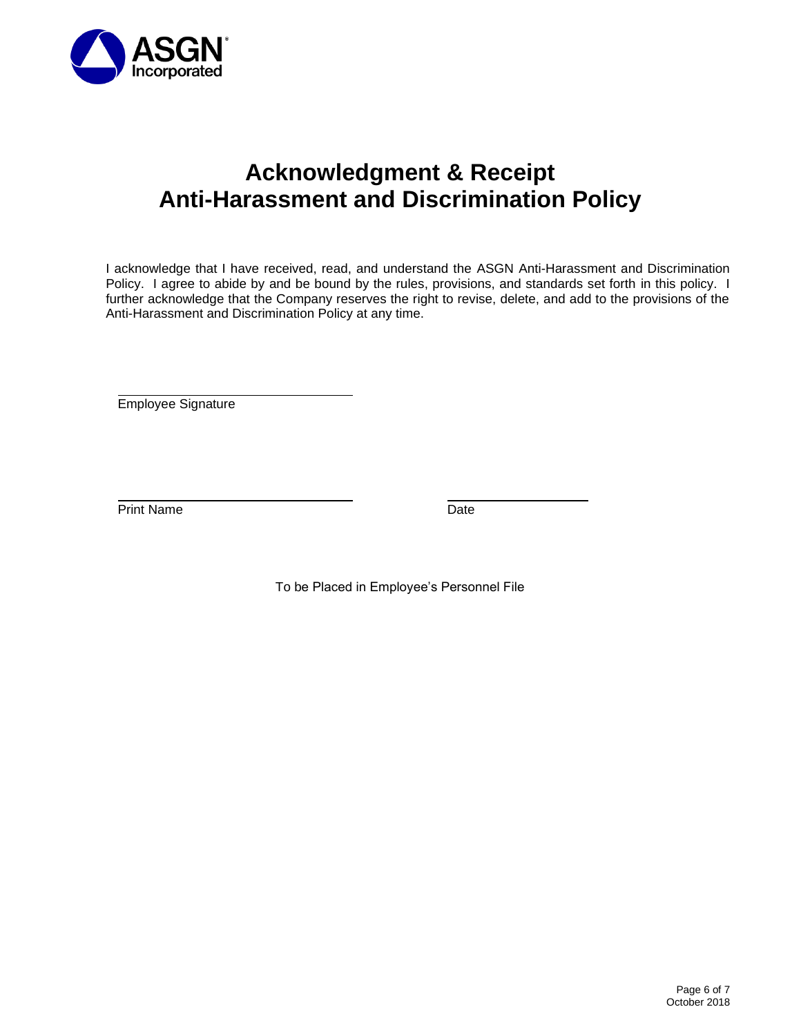ASGN Incorporated

# Acknowledgment & Receipt
# Anti-Harassment and Discrimination Policy

I acknowledge that I have received, read, and understand the ASGN Anti-Harassment and Discrimination Policy. I agree to abide by and be bound by the rules, provisions, and standards set forth in this policy. I further acknowledge that the Company reserves the right to revise, delete, and add to the provisions of the Anti-Harassment and Discrimination Policy at any time.

\_\_\_\_\_\_\_\_\_\_\_\_\_\_\_\_\_\_\_\_\_\_\_\_\_\_\_\_\_\_

Employee Signature

\_\_\_\_\_\_\_\_\_\_\_\_\_\_\_\_\_\_\_\_\_\_\_\_\_\_\_\_\_\_ \_\_\_\_\_\_\_\_\_\_\_\_\_\_\_\_\_\_\_\_

Print Name Date

To be Placed in Employee's Personnel File

October 2018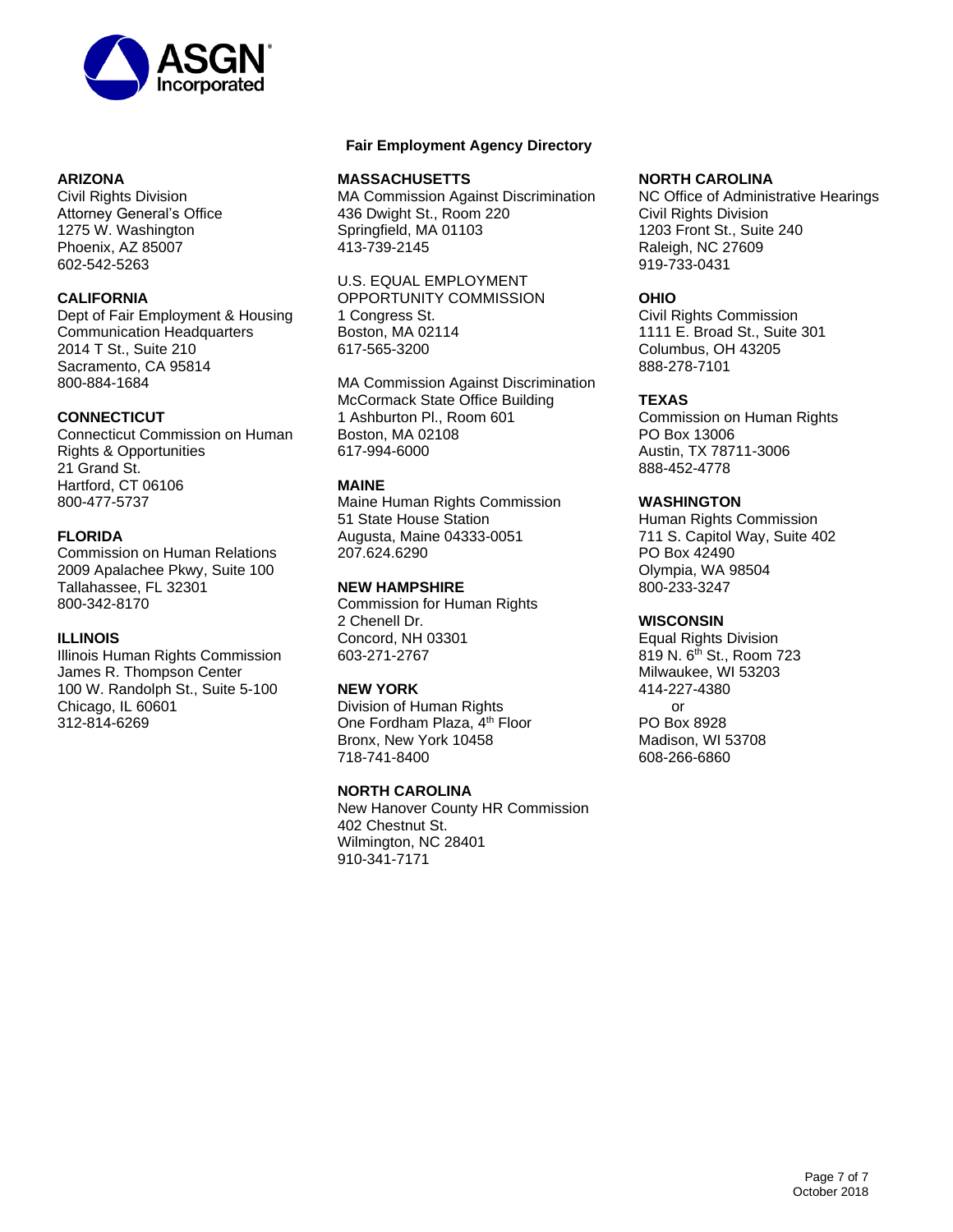## Fair Employment Agency Directory

**ARIZONA**
Civil Rights Division
Attorney General's Office
1275 W. Washington
Phoenix, AZ 85007
602-542-5263

**CALIFORNIA**
Dept of Fair Employment & Housing
Communication Headquarters
2014 T St., Suite 210
Sacramento, CA 95814
800-884-1684

**CONNECTICUT**
Connecticut Commission on Human Rights & Opportunities
21 Grand St.
Hartford, CT 06106
800-477-5737

**FLORIDA**
Commission on Human Relations
2009 Apalachee Pkwy, Suite 100
Tallahassee, FL 32301
800-342-8170

**ILLINOIS**
Illinois Human Rights Commission
James R. Thompson Center
100 W. Randolph St., Suite 5-100
Chicago, IL 60601
312-814-6269

**MASSACHUSETTS**
MA Commission Against Discrimination
436 Dwight St., Room 220
Springfield, MA 01103
413-739-2145

U.S. EQUAL EMPLOYMENT OPPORTUNITY COMMISSION
1 Congress St.
Boston, MA 02114
617-565-3200

MA Commission Against Discrimination
McCormack State Office Building
1 Ashburton Pl., Room 601
Boston, MA 02108
617-994-6000

**MAINE**
Maine Human Rights Commission
51 State House Station
Augusta, Maine 04333-0051
207.624.6290

**NEW HAMPSHIRE**
Commission for Human Rights
2 Chenell Dr.
Concord, NH 03301
603-271-2767

**NEW YORK**
Division of Human Rights
One Fordham Plaza, 4th Floor
Bronx, New York 10458
718-741-8400

**NORTH CAROLINA**
New Hanover County HR Commission
402 Chestnut St.
Wilmington, NC 28401
910-341-7171

**NORTH CAROLINA**
NC Office of Administrative Hearings
Civil Rights Division
1203 Front St., Suite 240
Raleigh, NC 27609
919-733-0431

**OHIO**
Civil Rights Commission
1111 E. Broad St., Suite 301
Columbus, OH 43205
888-278-7101

**TEXAS**
Commission on Human Rights
PO Box 13006
Austin, TX 78711-3006
888-452-4778

**WASHINGTON**
Human Rights Commission
711 S. Capitol Way, Suite 402
PO Box 42490
Olympia, WA 98504
800-233-3247

**WISCONSIN**
Equal Rights Division
819 N. 6th St., Room 723
Milwaukee, WI 53203
414-227-4380
or
PO Box 8928
Madison, WI 53708
608-266-6860

October 2018